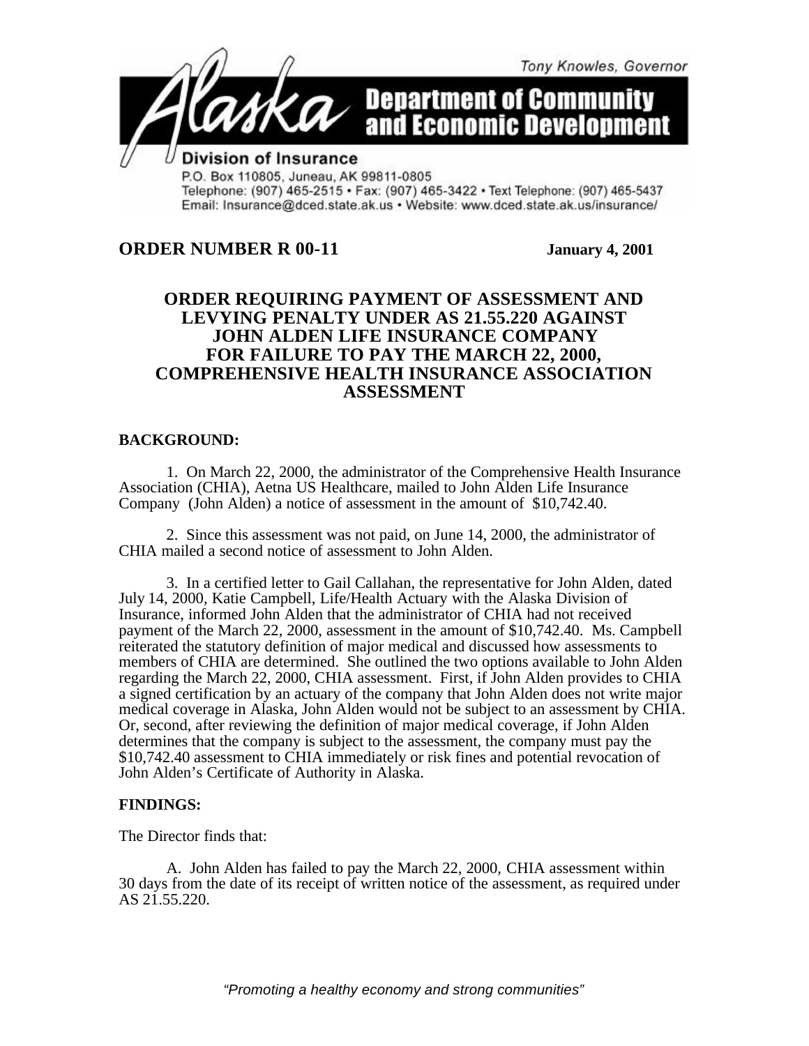Tony Knowles, Governor

# Alaska Department of Community and Economic Development

**Division of Insurance**
P.O. Box 110805, Juneau, AK 99811-0805
Telephone: (907) 465-2515 • Fax: (907) 465-3422 • Text Telephone: (907) 465-5437
Email: Insurance@dced.state.ak.us • Website: www.dced.state.ak.us/insurance/

**ORDER NUMBER R 00-11** **January 4, 2001**

## ORDER REQUIRING PAYMENT OF ASSESSMENT AND LEVYING PENALTY UNDER AS 21.55.220 AGAINST JOHN ALDEN LIFE INSURANCE COMPANY FOR FAILURE TO PAY THE MARCH 22, 2000, COMPREHENSIVE HEALTH INSURANCE ASSOCIATION ASSESSMENT

**BACKGROUND:**

1. On March 22, 2000, the administrator of the Comprehensive Health Insurance Association (CHIA), Aetna US Healthcare, mailed to John Alden Life Insurance Company (John Alden) a notice of assessment in the amount of $10,742.40.

2. Since this assessment was not paid, on June 14, 2000, the administrator of CHIA mailed a second notice of assessment to John Alden.

3. In a certified letter to Gail Callahan, the representative for John Alden, dated July 14, 2000, Katie Campbell, Life/Health Actuary with the Alaska Division of Insurance, informed John Alden that the administrator of CHIA had not received payment of the March 22, 2000, assessment in the amount of $10,742.40. Ms. Campbell reiterated the statutory definition of major medical and discussed how assessments to members of CHIA are determined. She outlined the two options available to John Alden regarding the March 22, 2000, CHIA assessment. First, if John Alden provides to CHIA a signed certification by an actuary of the company that John Alden does not write major medical coverage in Alaska, John Alden would not be subject to an assessment by CHIA. Or, second, after reviewing the definition of major medical coverage, if John Alden determines that the company is subject to the assessment, the company must pay the $10,742.40 assessment to CHIA immediately or risk fines and potential revocation of John Alden's Certificate of Authority in Alaska.

**FINDINGS:**

The Director finds that:

A. John Alden has failed to pay the March 22, 2000, CHIA assessment within 30 days from the date of its receipt of written notice of the assessment, as required under AS 21.55.220.

*"Promoting a healthy economy and strong communities"*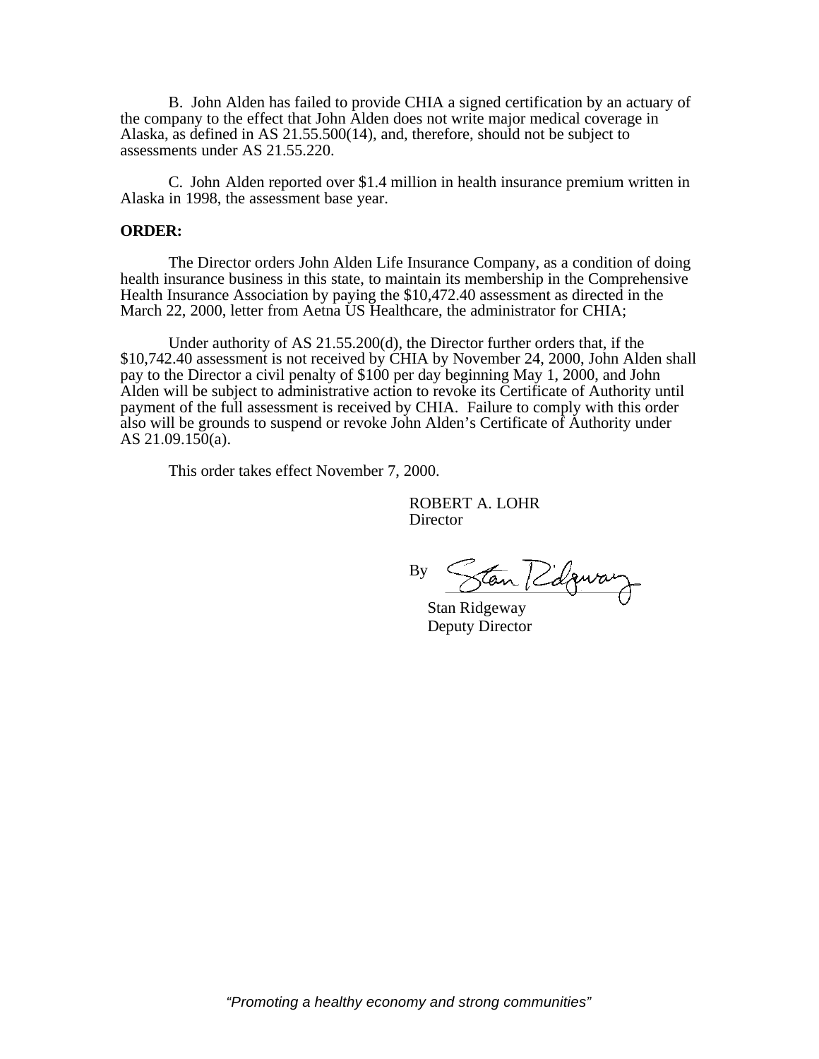B. John Alden has failed to provide CHIA a signed certification by an actuary of the company to the effect that John Alden does not write major medical coverage in Alaska, as defined in AS 21.55.500(14), and, therefore, should not be subject to assessments under AS 21.55.220.

C. John Alden reported over $1.4 million in health insurance premium written in Alaska in 1998, the assessment base year.

**ORDER:**

The Director orders John Alden Life Insurance Company, as a condition of doing health insurance business in this state, to maintain its membership in the Comprehensive Health Insurance Association by paying the $10,472.40 assessment as directed in the March 22, 2000, letter from Aetna US Healthcare, the administrator for CHIA;

Under authority of AS 21.55.200(d), the Director further orders that, if the $10,742.40 assessment is not received by CHIA by November 24, 2000, John Alden shall pay to the Director a civil penalty of $100 per day beginning May 1, 2000, and John Alden will be subject to administrative action to revoke its Certificate of Authority until payment of the full assessment is received by CHIA. Failure to comply with this order also will be grounds to suspend or revoke John Alden's Certificate of Authority under AS 21.09.150(a).

This order takes effect November 7, 2000.

ROBERT A. LOHR
Director

By Stan Ridgeway
Stan Ridgeway
Deputy Director

*"Promoting a healthy economy and strong communities"*